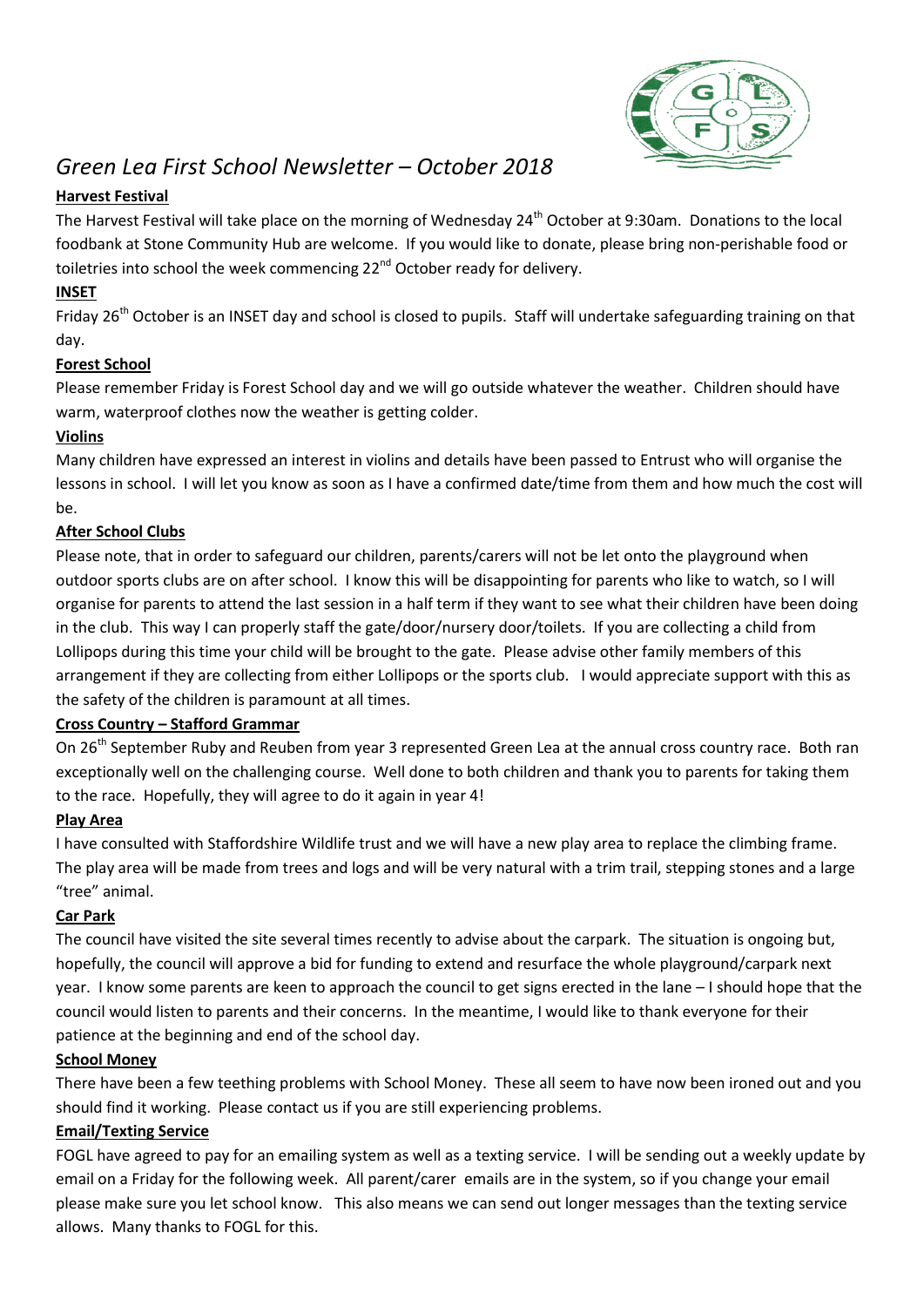# *Green Lea First School Newsletter – October 2018*

**Harvest Festival**

The Harvest Festival will take place on the morning of Wednesday 24th October at 9:30am. Donations to the local foodbank at Stone Community Hub are welcome. If you would like to donate, please bring non-perishable food or toiletries into school the week commencing 22nd October ready for delivery.

**INSET**

Friday 26th October is an INSET day and school is closed to pupils. Staff will undertake safeguarding training on that day.

**Forest School**

Please remember Friday is Forest School day and we will go outside whatever the weather. Children should have warm, waterproof clothes now the weather is getting colder.

**Violins**

Many children have expressed an interest in violins and details have been passed to Entrust who will organise the lessons in school. I will let you know as soon as I have a confirmed date/time from them and how much the cost will be.

**After School Clubs**

Please note, that in order to safeguard our children, parents/carers will not be let onto the playground when outdoor sports clubs are on after school. I know this will be disappointing for parents who like to watch, so I will organise for parents to attend the last session in a half term if they want to see what their children have been doing in the club. This way I can properly staff the gate/door/nursery door/toilets. If you are collecting a child from Lollipops during this time your child will be brought to the gate. Please advise other family members of this arrangement if they are collecting from either Lollipops or the sports club. I would appreciate support with this as the safety of the children is paramount at all times.

**Cross Country – Stafford Grammar**

On 26th September Ruby and Reuben from year 3 represented Green Lea at the annual cross country race. Both ran exceptionally well on the challenging course. Well done to both children and thank you to parents for taking them to the race. Hopefully, they will agree to do it again in year 4!

**Play Area**

I have consulted with Staffordshire Wildlife trust and we will have a new play area to replace the climbing frame. The play area will be made from trees and logs and will be very natural with a trim trail, stepping stones and a large "tree" animal.

**Car Park**

The council have visited the site several times recently to advise about the carpark. The situation is ongoing but, hopefully, the council will approve a bid for funding to extend and resurface the whole playground/carpark next year. I know some parents are keen to approach the council to get signs erected in the lane – I should hope that the council would listen to parents and their concerns. In the meantime, I would like to thank everyone for their patience at the beginning and end of the school day.

**School Money**

There have been a few teething problems with School Money. These all seem to have now been ironed out and you should find it working. Please contact us if you are still experiencing problems.

**Email/Texting Service**

FOGL have agreed to pay for an emailing system as well as a texting service. I will be sending out a weekly update by email on a Friday for the following week. All parent/carer emails are in the system, so if you change your email please make sure you let school know. This also means we can send out longer messages than the texting service allows. Many thanks to FOGL for this.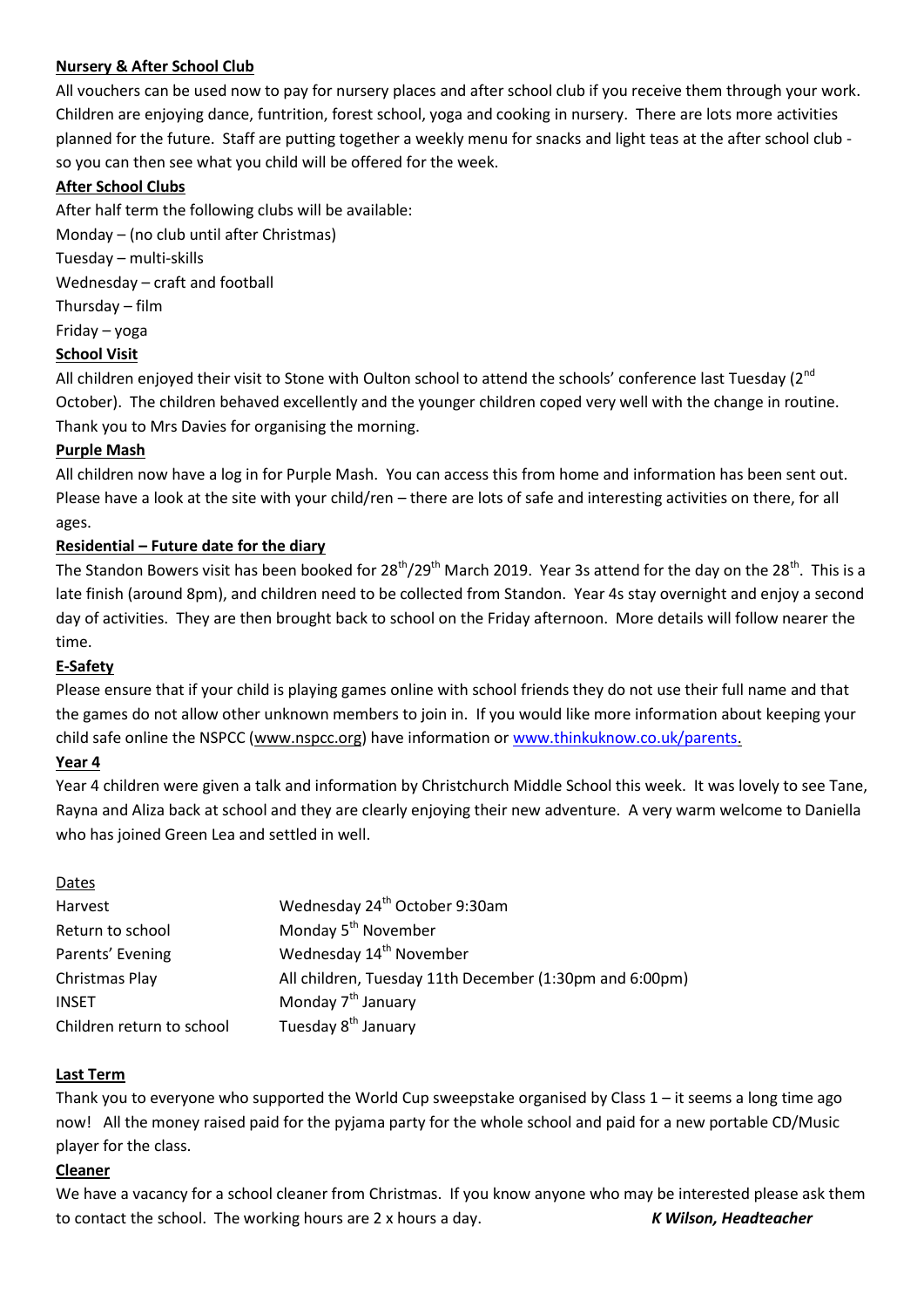**Nursery & After School Club**

All vouchers can be used now to pay for nursery places and after school club if you receive them through your work. Children are enjoying dance, funtrition, forest school, yoga and cooking in nursery. There are lots more activities planned for the future. Staff are putting together a weekly menu for snacks and light teas at the after school club - so you can then see what you child will be offered for the week.

**After School Clubs**

After half term the following clubs will be available:

Monday – (no club until after Christmas)

Tuesday – multi-skills

Wednesday – craft and football

Thursday – film

Friday – yoga

**School Visit**

All children enjoyed their visit to Stone with Oulton school to attend the schools' conference last Tuesday (2nd October). The children behaved excellently and the younger children coped very well with the change in routine. Thank you to Mrs Davies for organising the morning.

**Purple Mash**

All children now have a log in for Purple Mash. You can access this from home and information has been sent out. Please have a look at the site with your child/ren – there are lots of safe and interesting activities on there, for all ages.

**Residential – Future date for the diary**

The Standon Bowers visit has been booked for 28th/29th March 2019. Year 3s attend for the day on the 28th. This is a late finish (around 8pm), and children need to be collected from Standon. Year 4s stay overnight and enjoy a second day of activities. They are then brought back to school on the Friday afternoon. More details will follow nearer the time.

**E-Safety**

Please ensure that if your child is playing games online with school friends they do not use their full name and that the games do not allow other unknown members to join in. If you would like more information about keeping your child safe online the NSPCC (www.nspcc.org) have information or www.thinkuknow.co.uk/parents.

**Year 4**

Year 4 children were given a talk and information by Christchurch Middle School this week. It was lovely to see Tane, Rayna and Aliza back at school and they are clearly enjoying their new adventure. A very warm welcome to Daniella who has joined Green Lea and settled in well.

| Dates | |
|---|---|
| Harvest | Wednesday 24th October 9:30am |
| Return to school | Monday 5th November |
| Parents' Evening | Wednesday 14th November |
| Christmas Play | All children, Tuesday 11th December (1:30pm and 6:00pm) |
| INSET | Monday 7th January |
| Children return to school | Tuesday 8th January |

**Last Term**

Thank you to everyone who supported the World Cup sweepstake organised by Class 1 – it seems a long time ago now! All the money raised paid for the pyjama party for the whole school and paid for a new portable CD/Music player for the class.

**Cleaner**

We have a vacancy for a school cleaner from Christmas. If you know anyone who may be interested please ask them to contact the school. The working hours are 2 x hours a day.

***K Wilson, Headteacher***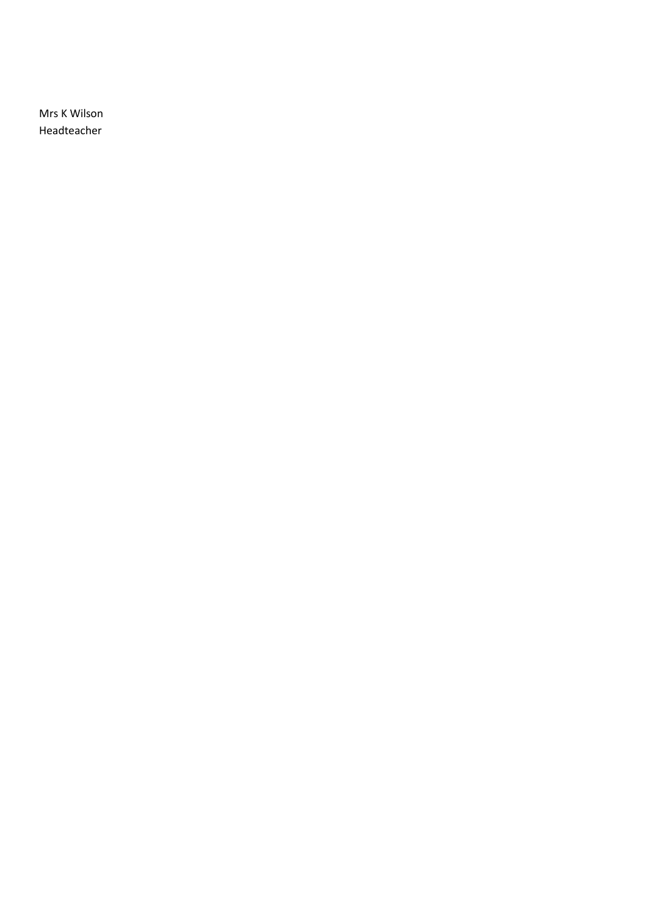Mrs K Wilson
Headteacher